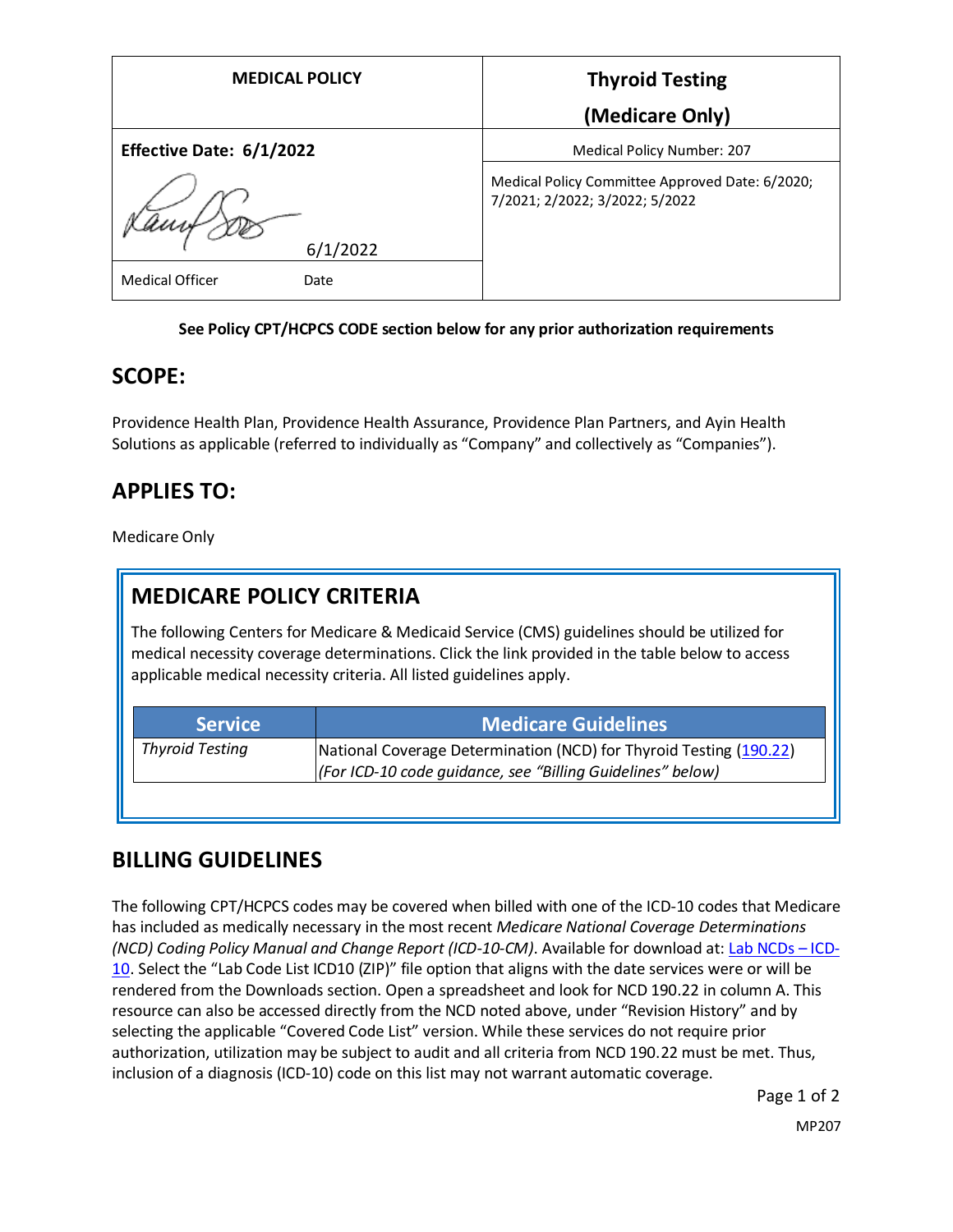| MEDICAL POLICY | Thyroid Testing (Medicare Only) |
|---|---|
| **Effective Date: 6/1/2022** | Medical Policy Number: 207 |
| 6/1/2022 | Medical Policy Committee Approved Date: 6/2020; 7/2021; 2/2022; 3/2022; 5/2022 |
| Medical Officer Date | |

**See Policy CPT/HCPCS CODE section below for any prior authorization requirements**

## SCOPE:

Providence Health Plan, Providence Health Assurance, Providence Plan Partners, and Ayin Health Solutions as applicable (referred to individually as "Company" and collectively as "Companies").

## APPLIES TO:

Medicare Only

## MEDICARE POLICY CRITERIA

The following Centers for Medicare & Medicaid Service (CMS) guidelines should be utilized for medical necessity coverage determinations. Click the link provided in the table below to access applicable medical necessity criteria. All listed guidelines apply.

| Service | Medicare Guidelines |
|---|---|
| *Thyroid Testing* | National Coverage Determination (NCD) for Thyroid Testing (190.22) *(For ICD-10 code guidance, see "Billing Guidelines" below)* |

## BILLING GUIDELINES

The following CPT/HCPCS codes may be covered when billed with one of the ICD-10 codes that Medicare has included as medically necessary in the most recent *Medicare National Coverage Determinations (NCD) Coding Policy Manual and Change Report (ICD-10-CM)*. Available for download at: Lab NCDs – ICD-10. Select the "Lab Code List ICD10 (ZIP)" file option that aligns with the date services were or will be rendered from the Downloads section. Open a spreadsheet and look for NCD 190.22 in column A. This resource can also be accessed directly from the NCD noted above, under "Revision History" and by selecting the applicable "Covered Code List" version. While these services do not require prior authorization, utilization may be subject to audit and all criteria from NCD 190.22 must be met. Thus, inclusion of a diagnosis (ICD-10) code on this list may not warrant automatic coverage.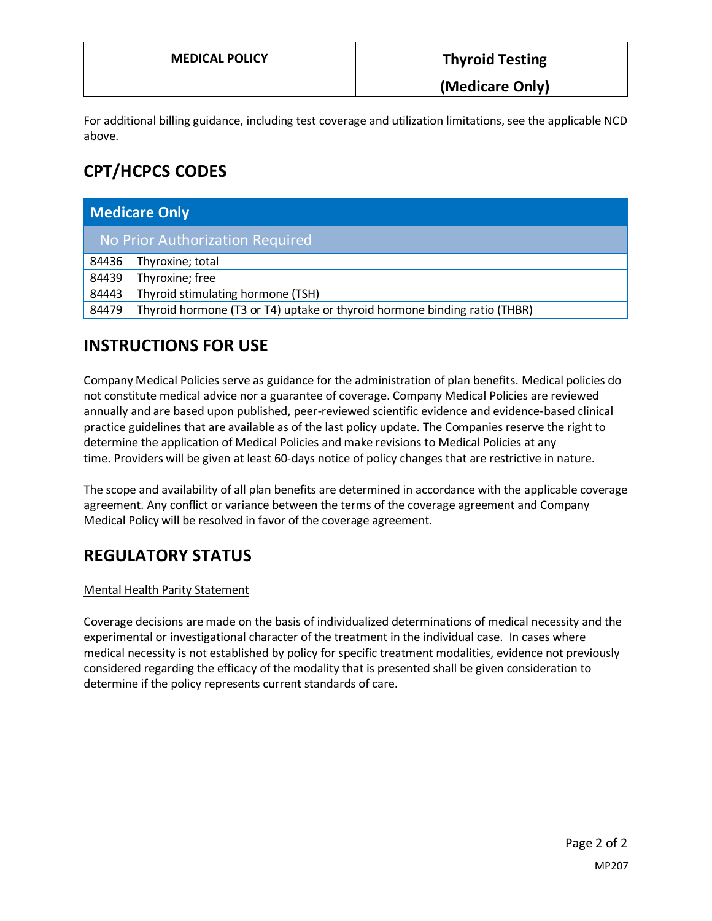For additional billing guidance, including test coverage and utilization limitations, see the applicable NCD above.

## CPT/HCPCS CODES

| Medicare Only | |
|---|---|
| No Prior Authorization Required | |
| 84436 | Thyroxine; total |
| 84439 | Thyroxine; free |
| 84443 | Thyroid stimulating hormone (TSH) |
| 84479 | Thyroid hormone (T3 or T4) uptake or thyroid hormone binding ratio (THBR) |

## INSTRUCTIONS FOR USE

Company Medical Policies serve as guidance for the administration of plan benefits. Medical policies do not constitute medical advice nor a guarantee of coverage. Company Medical Policies are reviewed annually and are based upon published, peer-reviewed scientific evidence and evidence-based clinical practice guidelines that are available as of the last policy update. The Companies reserve the right to determine the application of Medical Policies and make revisions to Medical Policies at any time. Providers will be given at least 60-days notice of policy changes that are restrictive in nature.

The scope and availability of all plan benefits are determined in accordance with the applicable coverage agreement. Any conflict or variance between the terms of the coverage agreement and Company Medical Policy will be resolved in favor of the coverage agreement.

## REGULATORY STATUS

Mental Health Parity Statement

Coverage decisions are made on the basis of individualized determinations of medical necessity and the experimental or investigational character of the treatment in the individual case. In cases where medical necessity is not established by policy for specific treatment modalities, evidence not previously considered regarding the efficacy of the modality that is presented shall be given consideration to determine if the policy represents current standards of care.